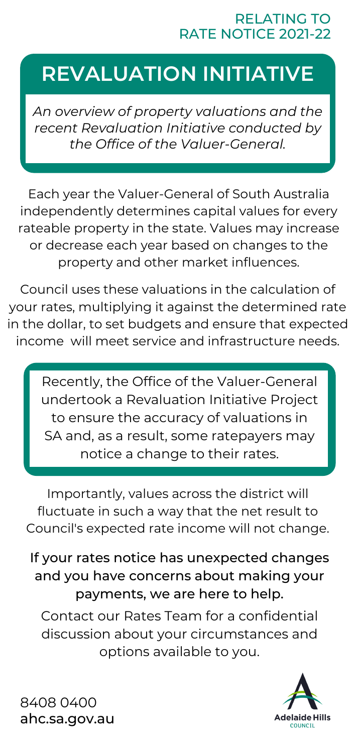RELATING TO
RATE NOTICE 2021-22

# REVALUATION INITIATIVE

*An overview of property valuations and the recent Revaluation Initiative conducted by the Office of the Valuer-General.*

Each year the Valuer-General of South Australia independently determines capital values for every rateable property in the state. Values may increase or decrease each year based on changes to the property and other market influences.

Council uses these valuations in the calculation of your rates, multiplying it against the determined rate in the dollar, to set budgets and ensure that expected income will meet service and infrastructure needs.

Recently, the Office of the Valuer-General undertook a Revaluation Initiative Project to ensure the accuracy of valuations in SA and, as a result, some ratepayers may notice a change to their rates.

Importantly, values across the district will fluctuate in such a way that the net result to Council's expected rate income will not change.

**If your rates notice has unexpected changes and you have concerns about making your payments, we are here to help.**

Contact our Rates Team for a confidential discussion about your circumstances and options available to you.

8408 0400
**ahc.sa.gov.au**

Adelaide Hills COUNCIL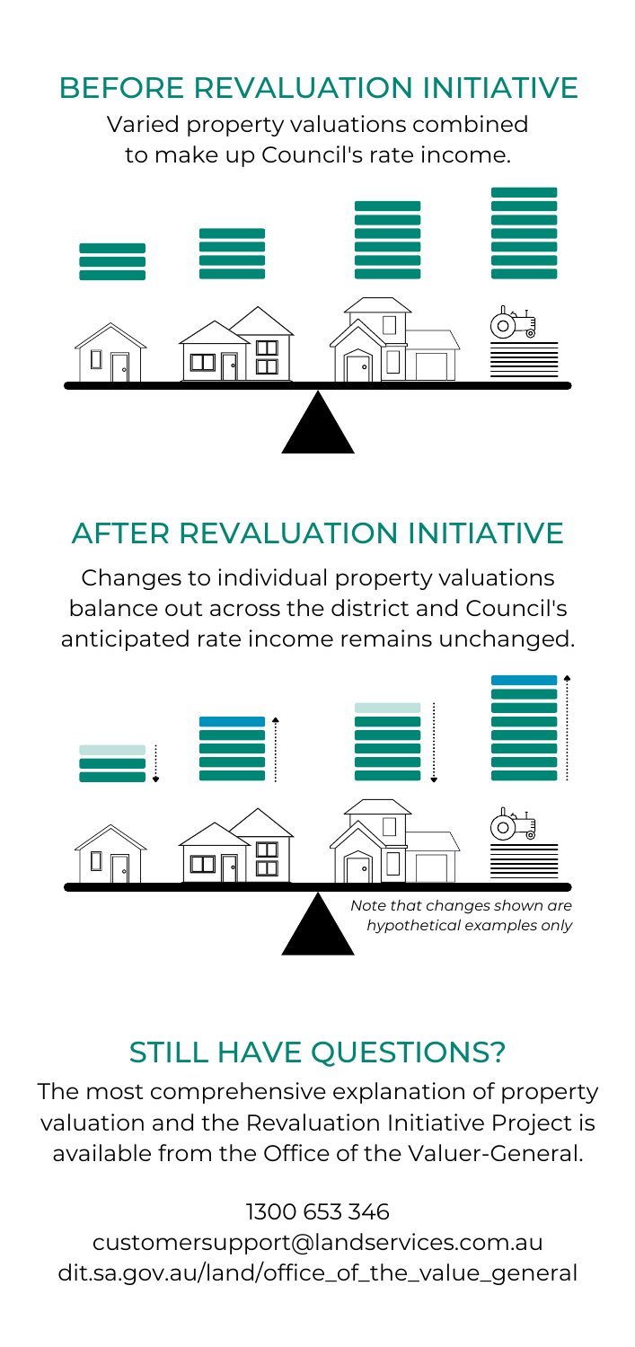## BEFORE REVALUATION INITIATIVE

Varied property valuations combined to make up Council's rate income.

## AFTER REVALUATION INITIATIVE

Changes to individual property valuations balance out across the district and Council's anticipated rate income remains unchanged.

*Note that changes shown are hypothetical examples only*

## STILL HAVE QUESTIONS?

The most comprehensive explanation of property valuation and the Revaluation Initiative Project is available from the Office of the Valuer-General.

1300 653 346

customersupport@landservices.com.au

dit.sa.gov.au/land/office_of_the_value_general